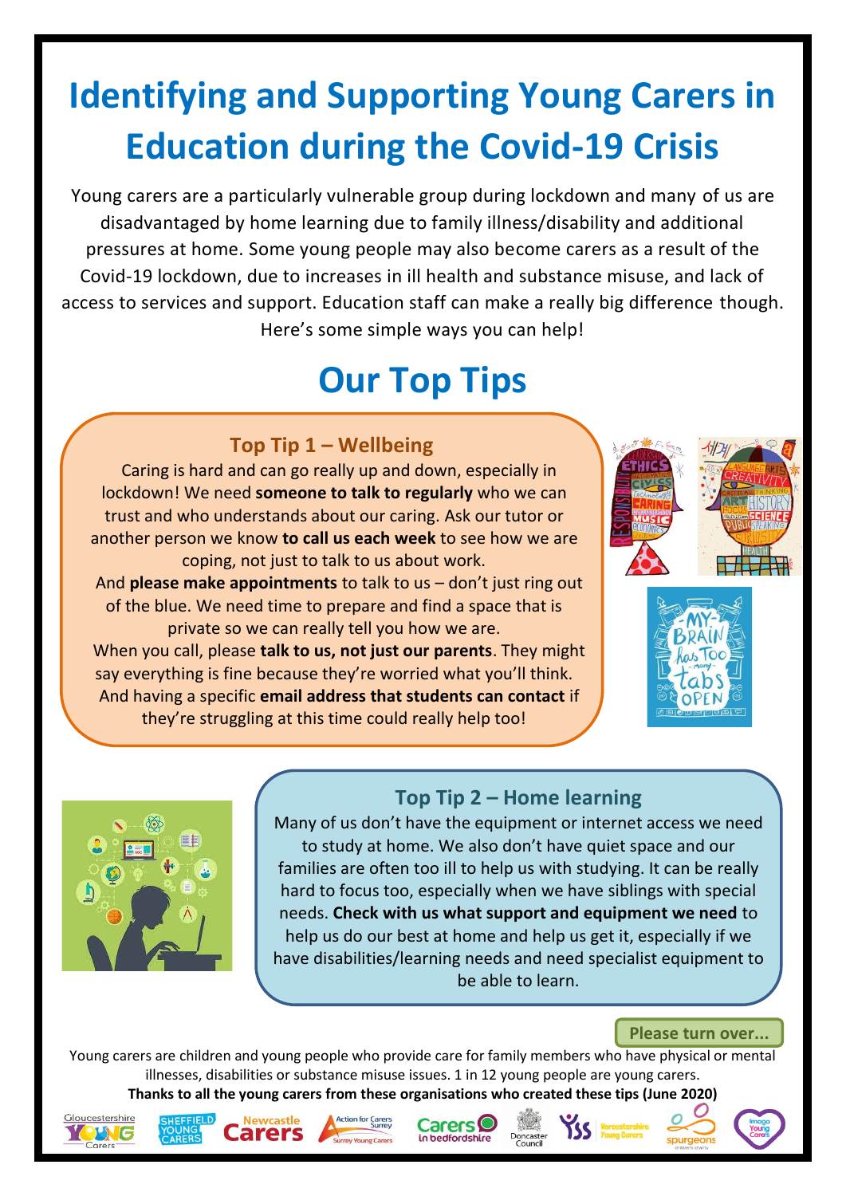# Identifying and Supporting Young Carers in Education during the Covid-19 Crisis

Young carers are a particularly vulnerable group during lockdown and many of us are disadvantaged by home learning due to family illness/disability and additional pressures at home. Some young people may also become carers as a result of the Covid-19 lockdown, due to increases in ill health and substance misuse, and lack of access to services and support. Education staff can make a really big difference though. Here's some simple ways you can help!

## Our Top Tips

### Top Tip 1 – Wellbeing

Caring is hard and can go really up and down, especially in lockdown! We need **someone to talk to regularly** who we can trust and who understands about our caring. Ask our tutor or another person we know **to call us each week** to see how we are coping, not just to talk to us about work.

And **please make appointments** to talk to us – don't just ring out of the blue. We need time to prepare and find a space that is private so we can really tell you how we are.

When you call, please **talk to us, not just our parents**. They might say everything is fine because they're worried what you'll think.

And having a specific **email address that students can contact** if they're struggling at this time could really help too!

### Top Tip 2 – Home learning

Many of us don't have the equipment or internet access we need to study at home. We also don't have quiet space and our families are often too ill to help us with studying. It can be really hard to focus too, especially when we have siblings with special needs. **Check with us what support and equipment we need** to help us do our best at home and help us get it, especially if we have disabilities/learning needs and need specialist equipment to be able to learn.

**Please turn over...**

Young carers are children and young people who provide care for family members who have physical or mental illnesses, disabilities or substance misuse issues. 1 in 12 young people are young carers.

**Thanks to all the young carers from these organisations who created these tips (June 2020)**

Gloucestershire Young Carers · Sheffield Young Carers · Newcastle Carers · Action for Carers Surrey – Surrey Young Carers · Carers in Bedfordshire · Doncaster Council · YSS · Worcestershire Young Carers · Spurgeons · Imago Young Carers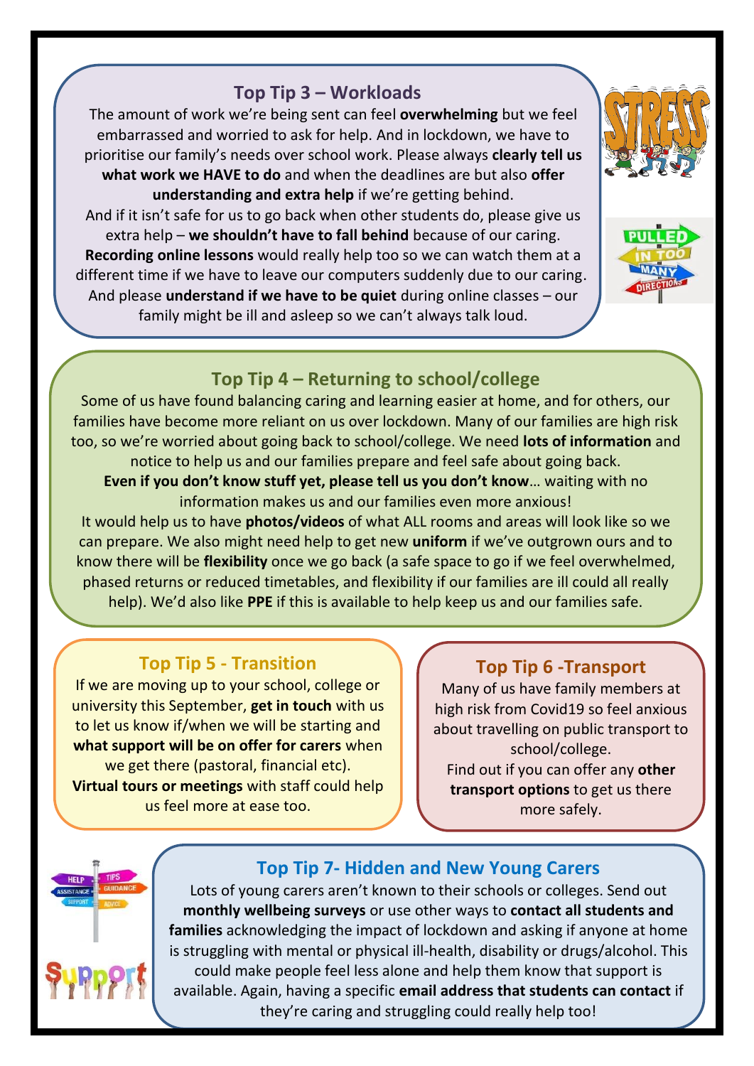## Top Tip 3 – Workloads

The amount of work we're being sent can feel **overwhelming** but we feel embarrassed and worried to ask for help. And in lockdown, we have to prioritise our family's needs over school work. Please always **clearly tell us what work we HAVE to do** and when the deadlines are but also **offer understanding and extra help** if we're getting behind.

And if it isn't safe for us to go back when other students do, please give us extra help – **we shouldn't have to fall behind** because of our caring. **Recording online lessons** would really help too so we can watch them at a different time if we have to leave our computers suddenly due to our caring. And please **understand if we have to be quiet** during online classes – our family might be ill and asleep so we can't always talk loud.

## Top Tip 4 – Returning to school/college

Some of us have found balancing caring and learning easier at home, and for others, our families have become more reliant on us over lockdown. Many of our families are high risk too, so we're worried about going back to school/college. We need **lots of information** and notice to help us and our families prepare and feel safe about going back.

**Even if you don't know stuff yet, please tell us you don't know**… waiting with no information makes us and our families even more anxious!

It would help us to have **photos/videos** of what ALL rooms and areas will look like so we can prepare. We also might need help to get new **uniform** if we've outgrown ours and to know there will be **flexibility** once we go back (a safe space to go if we feel overwhelmed, phased returns or reduced timetables, and flexibility if our families are ill could all really help). We'd also like **PPE** if this is available to help keep us and our families safe.

## Top Tip 5 - Transition

If we are moving up to your school, college or university this September, **get in touch** with us to let us know if/when we will be starting and **what support will be on offer for carers** when we get there (pastoral, financial etc). **Virtual tours or meetings** with staff could help us feel more at ease too.

## Top Tip 6 -Transport

Many of us have family members at high risk from Covid19 so feel anxious about travelling on public transport to school/college.

Find out if you can offer any **other transport options** to get us there more safely.

## Top Tip 7- Hidden and New Young Carers

Lots of young carers aren't known to their schools or colleges. Send out **monthly wellbeing surveys** or use other ways to **contact all students and families** acknowledging the impact of lockdown and asking if anyone at home is struggling with mental or physical ill-health, disability or drugs/alcohol. This could make people feel less alone and help them know that support is available. Again, having a specific **email address that students can contact** if they're caring and struggling could really help too!